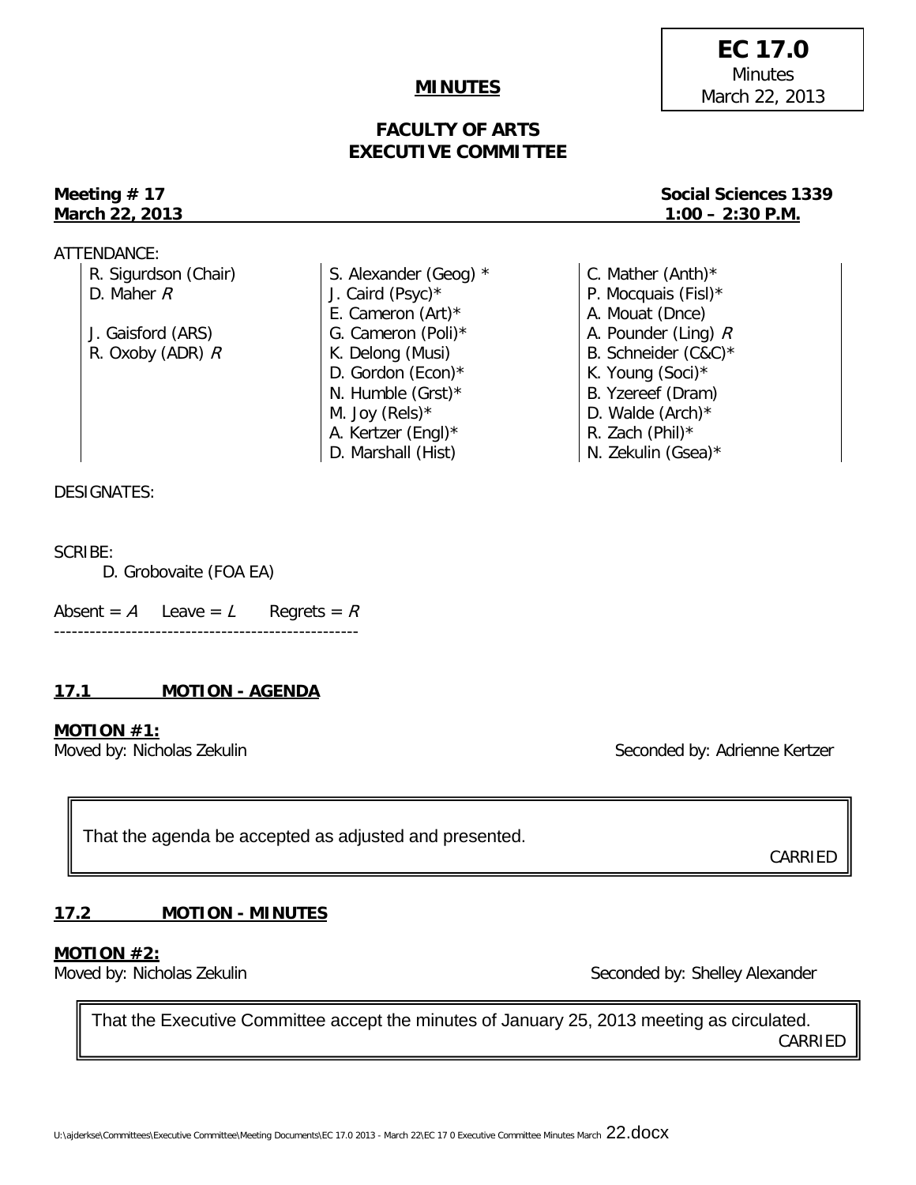**EC 17.0**
Minutes
March 22, 2013

# MINUTES

## FACULTY OF ARTS EXECUTIVE COMMITTEE

**Meeting # 17** — **Social Sciences 1339**
**March 22, 2013** — **1:00 – 2:30 P.M.**

ATTENDANCE:

| | | |
|---|---|---|
| R. Sigurdson (Chair) | S. Alexander (Geog) * | C. Mather (Anth)* |
| D. Maher *R* | J. Caird (Psyc)* | P. Mocquais (Fisl)* |
| | E. Cameron (Art)* | A. Mouat (Dnce) |
| J. Gaisford (ARS) | G. Cameron (Poli)* | A. Pounder (Ling) *R* |
| R. Oxoby (ADR) *R* | K. Delong (Musi) | B. Schneider (C&C)* |
| | D. Gordon (Econ)* | K. Young (Soci)* |
| | N. Humble (Grst)* | B. Yzereef (Dram) |
| | M. Joy (Rels)* | D. Walde (Arch)* |
| | A. Kertzer (Engl)* | R. Zach (Phil)* |
| | D. Marshall (Hist) | N. Zekulin (Gsea)* |

DESIGNATES:

SCRIBE:
D. Grobovaite (FOA EA)

Absent = *A* Leave = *L* Regrets = *R*

---

### 17.1 MOTION - AGENDA

**MOTION #1:**
Moved by: Nicholas Zekulin — Seconded by: Adrienne Kertzer

> That the agenda be accepted as adjusted and presented.
>
> CARRIED

### 17.2 MOTION - MINUTES

**MOTION #2:**
Moved by: Nicholas Zekulin — Seconded by: Shelley Alexander

> That the Executive Committee accept the minutes of January 25, 2013 meeting as circulated.
>
> CARRIED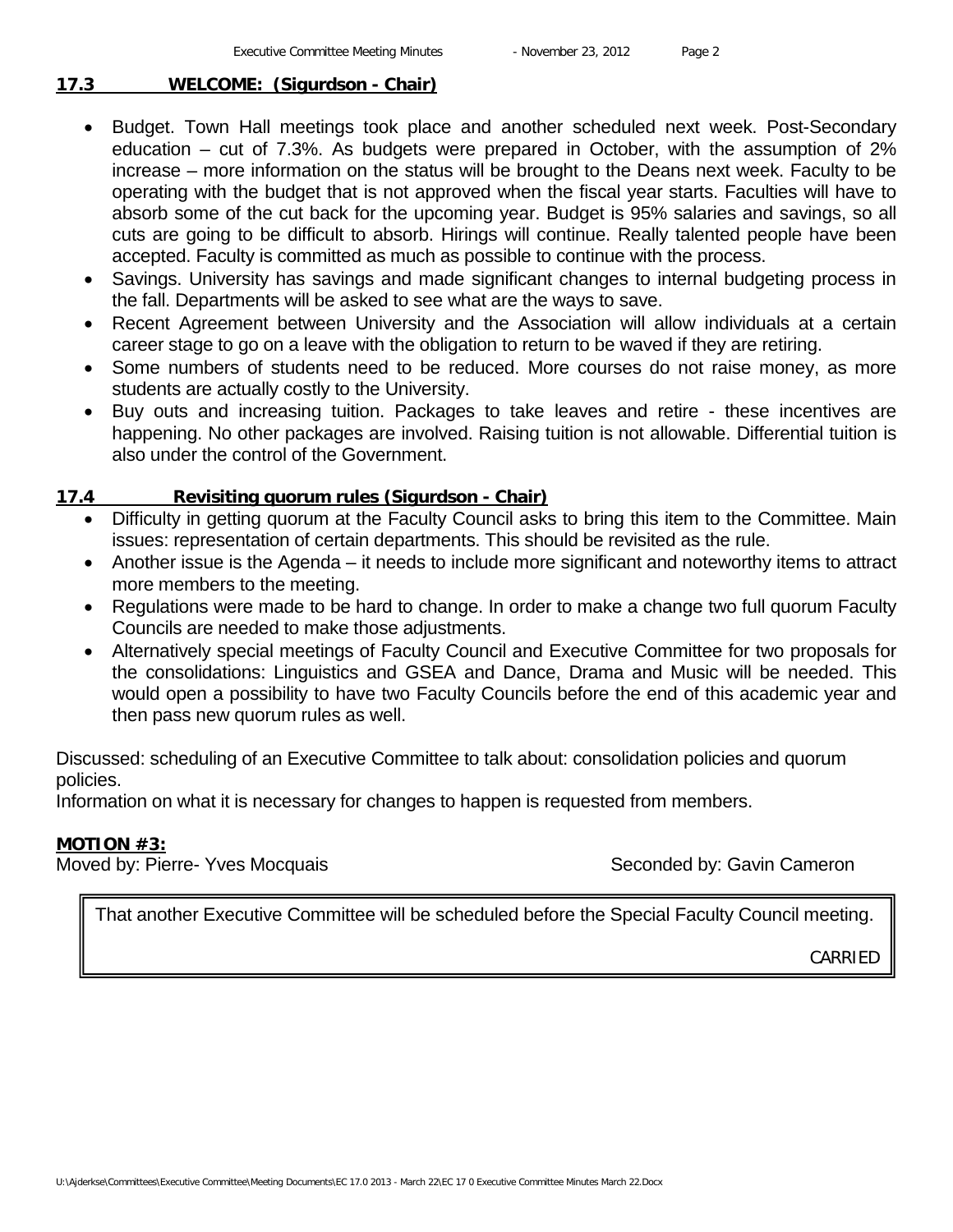## 17.3 WELCOME: (Sigurdson - Chair)

- Budget. Town Hall meetings took place and another scheduled next week. Post-Secondary education – cut of 7.3%. As budgets were prepared in October, with the assumption of 2% increase – more information on the status will be brought to the Deans next week. Faculty to be operating with the budget that is not approved when the fiscal year starts. Faculties will have to absorb some of the cut back for the upcoming year. Budget is 95% salaries and savings, so all cuts are going to be difficult to absorb. Hirings will continue. Really talented people have been accepted. Faculty is committed as much as possible to continue with the process.
- Savings. University has savings and made significant changes to internal budgeting process in the fall. Departments will be asked to see what are the ways to save.
- Recent Agreement between University and the Association will allow individuals at a certain career stage to go on a leave with the obligation to return to be waved if they are retiring.
- Some numbers of students need to be reduced. More courses do not raise money, as more students are actually costly to the University.
- Buy outs and increasing tuition. Packages to take leaves and retire - these incentives are happening. No other packages are involved. Raising tuition is not allowable. Differential tuition is also under the control of the Government.

## 17.4 Revisiting quorum rules (Sigurdson - Chair)

- Difficulty in getting quorum at the Faculty Council asks to bring this item to the Committee. Main issues: representation of certain departments. This should be revisited as the rule.
- Another issue is the Agenda – it needs to include more significant and noteworthy items to attract more members to the meeting.
- Regulations were made to be hard to change. In order to make a change two full quorum Faculty Councils are needed to make those adjustments.
- Alternatively special meetings of Faculty Council and Executive Committee for two proposals for the consolidations: Linguistics and GSEA and Dance, Drama and Music will be needed. This would open a possibility to have two Faculty Councils before the end of this academic year and then pass new quorum rules as well.

Discussed: scheduling of an Executive Committee to talk about: consolidation policies and quorum policies.
Information on what it is necessary for changes to happen is requested from members.

**MOTION #3:**
Moved by: Pierre- Yves Mocquais Seconded by: Gavin Cameron

That another Executive Committee will be scheduled before the Special Faculty Council meeting.

CARRIED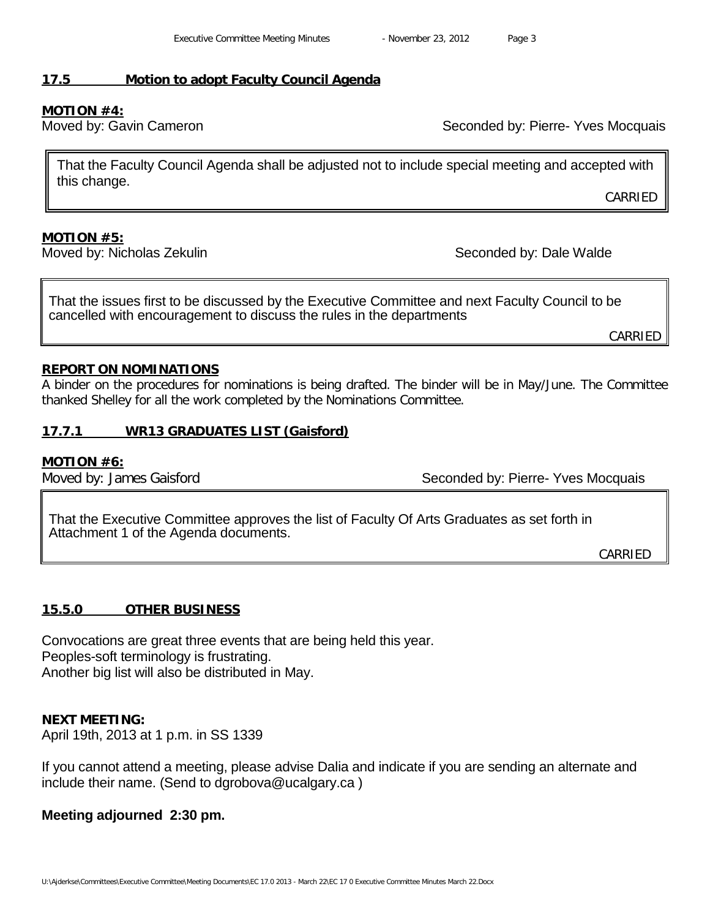## 17.5 Motion to adopt Faculty Council Agenda

**MOTION #4:**

Moved by: Gavin Cameron Seconded by: Pierre- Yves Mocquais

> That the Faculty Council Agenda shall be adjusted not to include special meeting and accepted with this change.
>
> CARRIED

**MOTION #5:**

Moved by: Nicholas Zekulin Seconded by: Dale Walde

> That the issues first to be discussed by the Executive Committee and next Faculty Council to be cancelled with encouragement to discuss the rules in the departments
>
> CARRIED

**REPORT ON NOMINATIONS**

A binder on the procedures for nominations is being drafted. The binder will be in May/June. The Committee thanked Shelley for all the work completed by the Nominations Committee.

## 17.7.1 WR13 GRADUATES LIST (Gaisford)

**MOTION #6:**

Moved by: James Gaisford Seconded by: Pierre- Yves Mocquais

> That the Executive Committee approves the list of Faculty Of Arts Graduates as set forth in Attachment 1 of the Agenda documents.
>
> CARRIED

## 15.5.0 OTHER BUSINESS

Convocations are great three events that are being held this year.
Peoples-soft terminology is frustrating.
Another big list will also be distributed in May.

**NEXT MEETING:**
April 19th, 2013 at 1 p.m. in SS 1339

If you cannot attend a meeting, please advise Dalia and indicate if you are sending an alternate and include their name. (Send to dgrobova@ucalgary.ca )

**Meeting adjourned 2:30 pm.**

U:\Ajderkse\Committees\Executive Committee\Meeting Documents\EC 17.0 2013 - March 22\EC 17 0 Executive Committee Minutes March 22.Docx